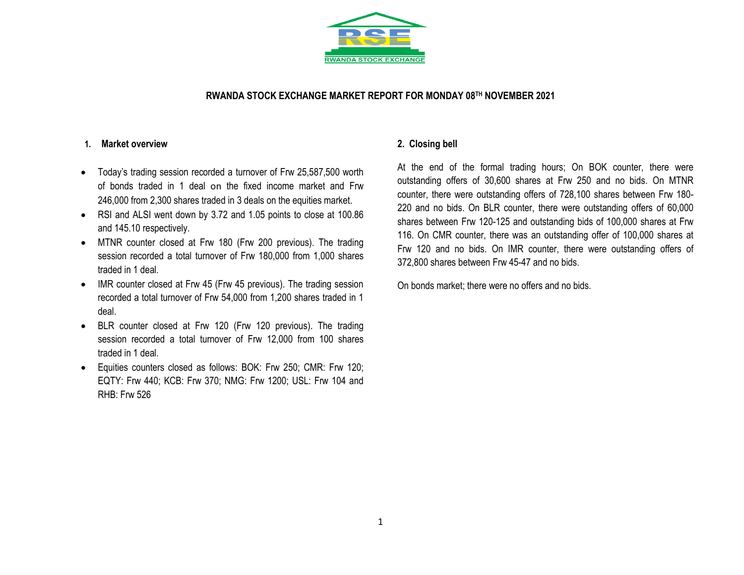RWANDA STOCK EXCHANGE

# RWANDA STOCK EXCHANGE MARKET REPORT FOR MONDAY 08TH NOVEMBER 2021

## 1. Market overview

- Today's trading session recorded a turnover of Frw 25,587,500 worth of bonds traded in 1 deal on the fixed income market and Frw 246,000 from 2,300 shares traded in 3 deals on the equities market.
- RSI and ALSI went down by 3.72 and 1.05 points to close at 100.86 and 145.10 respectively.
- MTNR counter closed at Frw 180 (Frw 200 previous). The trading session recorded a total turnover of Frw 180,000 from 1,000 shares traded in 1 deal.
- IMR counter closed at Frw 45 (Frw 45 previous). The trading session recorded a total turnover of Frw 54,000 from 1,200 shares traded in 1 deal.
- BLR counter closed at Frw 120 (Frw 120 previous). The trading session recorded a total turnover of Frw 12,000 from 100 shares traded in 1 deal.
- Equities counters closed as follows: BOK: Frw 250; CMR: Frw 120; EQTY: Frw 440; KCB: Frw 370; NMG: Frw 1200; USL: Frw 104 and RHB: Frw 526

## 2. Closing bell

At the end of the formal trading hours; On BOK counter, there were outstanding offers of 30,600 shares at Frw 250 and no bids. On MTNR counter, there were outstanding offers of 728,100 shares between Frw 180-220 and no bids. On BLR counter, there were outstanding offers of 60,000 shares between Frw 120-125 and outstanding bids of 100,000 shares at Frw 116. On CMR counter, there was an outstanding offer of 100,000 shares at Frw 120 and no bids. On IMR counter, there were outstanding offers of 372,800 shares between Frw 45-47 and no bids.

On bonds market; there were no offers and no bids.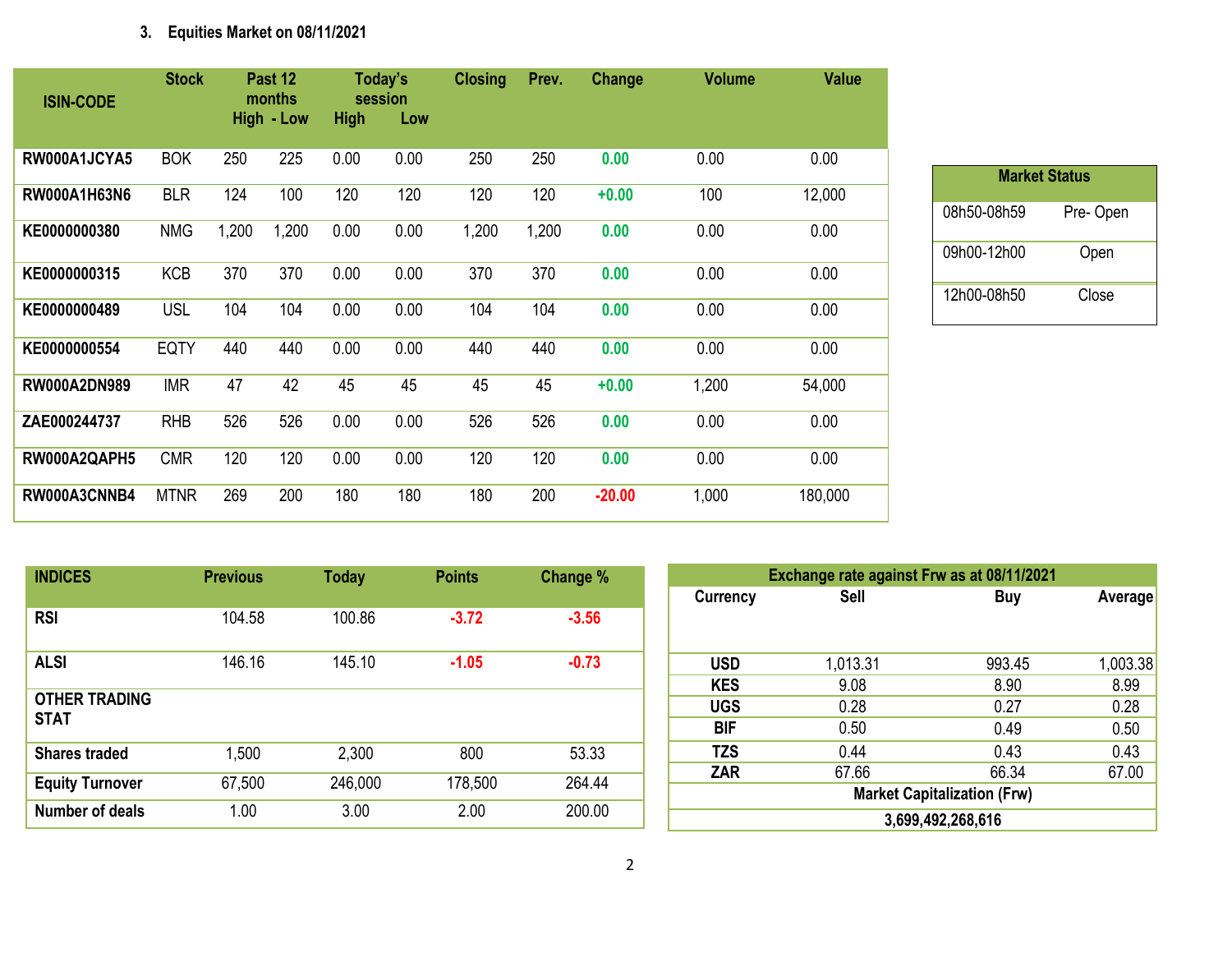### 3. Equities Market on 08/11/2021

| ISIN-CODE | Stock | Past 12 months High | Past 12 months Low | Today's session High | Today's session Low | Closing | Prev. | Change | Volume | Value |
|---|---|---|---|---|---|---|---|---|---|---|
| RW000A1JCYA5 | BOK | 250 | 225 | 0.00 | 0.00 | 250 | 250 | 0.00 | 0.00 | 0.00 |
| RW000A1H63N6 | BLR | 124 | 100 | 120 | 120 | 120 | 120 | +0.00 | 100 | 12,000 |
| KE0000000380 | NMG | 1,200 | 1,200 | 0.00 | 0.00 | 1,200 | 1,200 | 0.00 | 0.00 | 0.00 |
| KE0000000315 | KCB | 370 | 370 | 0.00 | 0.00 | 370 | 370 | 0.00 | 0.00 | 0.00 |
| KE0000000489 | USL | 104 | 104 | 0.00 | 0.00 | 104 | 104 | 0.00 | 0.00 | 0.00 |
| KE0000000554 | EQTY | 440 | 440 | 0.00 | 0.00 | 440 | 440 | 0.00 | 0.00 | 0.00 |
| RW000A2DN989 | IMR | 47 | 42 | 45 | 45 | 45 | 45 | +0.00 | 1,200 | 54,000 |
| ZAE000244737 | RHB | 526 | 526 | 0.00 | 0.00 | 526 | 526 | 0.00 | 0.00 | 0.00 |
| RW000A2QAPH5 | CMR | 120 | 120 | 0.00 | 0.00 | 120 | 120 | 0.00 | 0.00 | 0.00 |
| RW000A3CNNB4 | MTNR | 269 | 200 | 180 | 180 | 180 | 200 | -20.00 | 1,000 | 180,000 |

| Market Status | |
|---|---|
| 08h50-08h59 | Pre- Open |
| 09h00-12h00 | Open |
| 12h00-08h50 | Close |

| INDICES | Previous | Today | Points | Change % |
|---|---|---|---|---|
| RSI | 104.58 | 100.86 | -3.72 | -3.56 |
| ALSI | 146.16 | 145.10 | -1.05 | -0.73 |
| **OTHER TRADING STAT** | | | | |
| Shares traded | 1,500 | 2,300 | 800 | 53.33 |
| Equity Turnover | 67,500 | 246,000 | 178,500 | 264.44 |
| Number of deals | 1.00 | 3.00 | 2.00 | 200.00 |

| Exchange rate against Frw as at 08/11/2021 | | | |
|---|---|---|---|
| Currency | Sell | Buy | Average |
| USD | 1,013.31 | 993.45 | 1,003.38 |
| KES | 9.08 | 8.90 | 8.99 |
| UGS | 0.28 | 0.27 | 0.28 |
| BIF | 0.50 | 0.49 | 0.50 |
| TZS | 0.44 | 0.43 | 0.43 |
| ZAR | 67.66 | 66.34 | 67.00 |
| Market Capitalization (Frw) | | | |
| 3,699,492,268,616 | | | |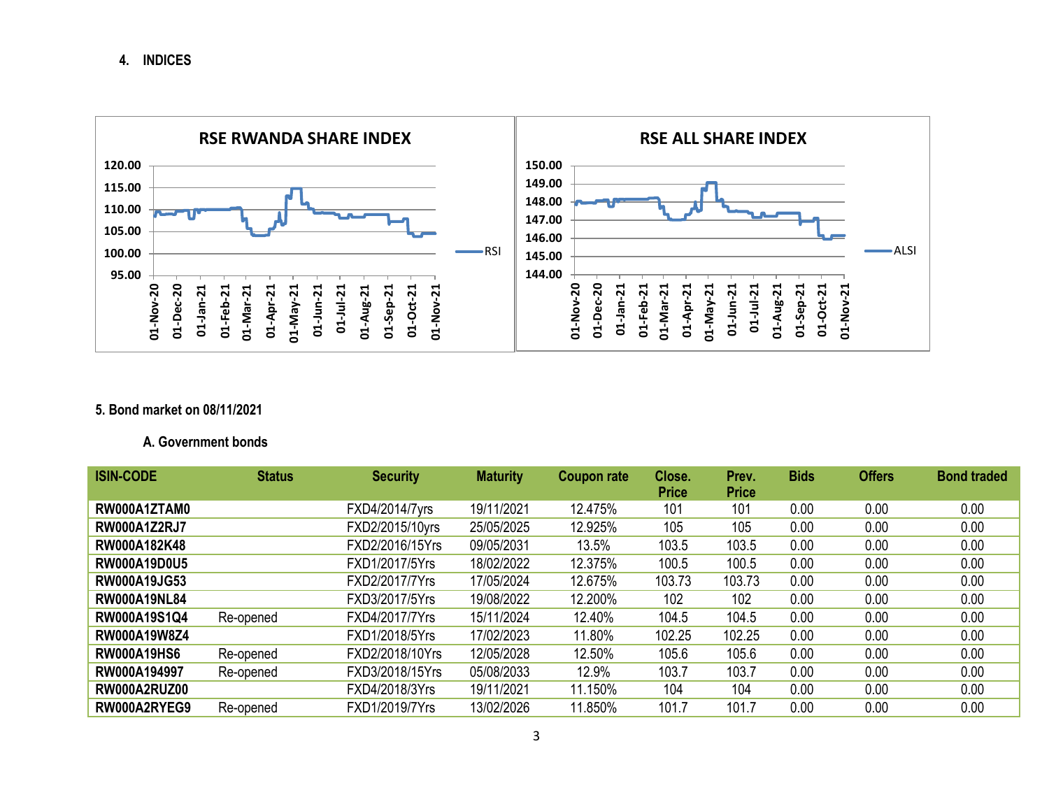## 4. INDICES

**RSE RWANDA SHARE INDEX**

**RSE ALL SHARE INDEX**

## 5. Bond market on 08/11/2021

### A. Government bonds

| ISIN-CODE | Status | Security | Maturity | Coupon rate | Close. Price | Prev. Price | Bids | Offers | Bond traded |
|---|---|---|---|---|---|---|---|---|---|
| **RW000A1ZTAM0** | | FXD4/2014/7yrs | 19/11/2021 | 12.475% | 101 | 101 | 0.00 | 0.00 | 0.00 |
| **RW000A1Z2RJ7** | | FXD2/2015/10yrs | 25/05/2025 | 12.925% | 105 | 105 | 0.00 | 0.00 | 0.00 |
| **RW000A182K48** | | FXD2/2016/15Yrs | 09/05/2031 | 13.5% | 103.5 | 103.5 | 0.00 | 0.00 | 0.00 |
| **RW000A19D0U5** | | FXD1/2017/5Yrs | 18/02/2022 | 12.375% | 100.5 | 100.5 | 0.00 | 0.00 | 0.00 |
| **RW000A19JG53** | | FXD2/2017/7Yrs | 17/05/2024 | 12.675% | 103.73 | 103.73 | 0.00 | 0.00 | 0.00 |
| **RW000A19NL84** | | FXD3/2017/5Yrs | 19/08/2022 | 12.200% | 102 | 102 | 0.00 | 0.00 | 0.00 |
| **RW000A19S1Q4** | Re-opened | FXD4/2017/7Yrs | 15/11/2024 | 12.40% | 104.5 | 104.5 | 0.00 | 0.00 | 0.00 |
| **RW000A19W8Z4** | | FXD1/2018/5Yrs | 17/02/2023 | 11.80% | 102.25 | 102.25 | 0.00 | 0.00 | 0.00 |
| **RW000A19HS6** | Re-opened | FXD2/2018/10Yrs | 12/05/2028 | 12.50% | 105.6 | 105.6 | 0.00 | 0.00 | 0.00 |
| **RW000A194997** | Re-opened | FXD3/2018/15Yrs | 05/08/2033 | 12.9% | 103.7 | 103.7 | 0.00 | 0.00 | 0.00 |
| **RW000A2RUZ00** | | FXD4/2018/3Yrs | 19/11/2021 | 11.150% | 104 | 104 | 0.00 | 0.00 | 0.00 |
| **RW000A2RYEG9** | Re-opened | FXD1/2019/7Yrs | 13/02/2026 | 11.850% | 101.7 | 101.7 | 0.00 | 0.00 | 0.00 |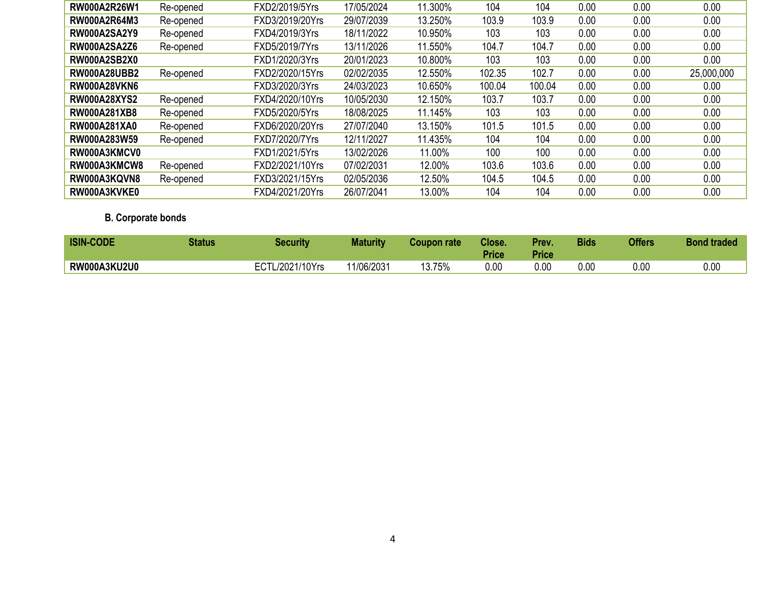| | | | | | | | | | |
|---|---|---|---|---|---|---|---|---|---|
| **RW000A2R26W1** | Re-opened | FXD2/2019/5Yrs | 17/05/2024 | 11.300% | 104 | 104 | 0.00 | 0.00 | 0.00 |
| **RW000A2R64M3** | Re-opened | FXD3/2019/20Yrs | 29/07/2039 | 13.250% | 103.9 | 103.9 | 0.00 | 0.00 | 0.00 |
| **RW000A2SA2Y9** | Re-opened | FXD4/2019/3Yrs | 18/11/2022 | 10.950% | 103 | 103 | 0.00 | 0.00 | 0.00 |
| **RW000A2SA2Z6** | Re-opened | FXD5/2019/7Yrs | 13/11/2026 | 11.550% | 104.7 | 104.7 | 0.00 | 0.00 | 0.00 |
| **RW000A2SB2X0** | | FXD1/2020/3Yrs | 20/01/2023 | 10.800% | 103 | 103 | 0.00 | 0.00 | 0.00 |
| **RW000A28UBB2** | Re-opened | FXD2/2020/15Yrs | 02/02/2035 | 12.550% | 102.35 | 102.7 | 0.00 | 0.00 | 25,000,000 |
| **RW000A28VKN6** | | FXD3/2020/3Yrs | 24/03/2023 | 10.650% | 100.04 | 100.04 | 0.00 | 0.00 | 0.00 |
| **RW000A28XYS2** | Re-opened | FXD4/2020/10Yrs | 10/05/2030 | 12.150% | 103.7 | 103.7 | 0.00 | 0.00 | 0.00 |
| **RW000A281XB8** | Re-opened | FXD5/2020/5Yrs | 18/08/2025 | 11.145% | 103 | 103 | 0.00 | 0.00 | 0.00 |
| **RW000A281XA0** | Re-opened | FXD6/2020/20Yrs | 27/07/2040 | 13.150% | 101.5 | 101.5 | 0.00 | 0.00 | 0.00 |
| **RW000A283W59** | Re-opened | FXD7/2020/7Yrs | 12/11/2027 | 11.435% | 104 | 104 | 0.00 | 0.00 | 0.00 |
| **RW000A3KMCV0** | | FXD1/2021/5Yrs | 13/02/2026 | 11.00% | 100 | 100 | 0.00 | 0.00 | 0.00 |
| **RW000A3KMCW8** | Re-opened | FXD2/2021/10Yrs | 07/02/2031 | 12.00% | 103.6 | 103.6 | 0.00 | 0.00 | 0.00 |
| **RW000A3KQVN8** | Re-opened | FXD3/2021/15Yrs | 02/05/2036 | 12.50% | 104.5 | 104.5 | 0.00 | 0.00 | 0.00 |
| **RW000A3KVKE0** | | FXD4/2021/20Yrs | 26/07/2041 | 13.00% | 104 | 104 | 0.00 | 0.00 | 0.00 |

**B. Corporate bonds**

| ISIN-CODE | Status | Security | Maturity | Coupon rate | Close. Price | Prev. Price | Bids | Offers | Bond traded |
|---|---|---|---|---|---|---|---|---|---|
| **RW000A3KU2U0** | | ECTL/2021/10Yrs | 11/06/2031 | 13.75% | 0.00 | 0.00 | 0.00 | 0.00 | 0.00 |